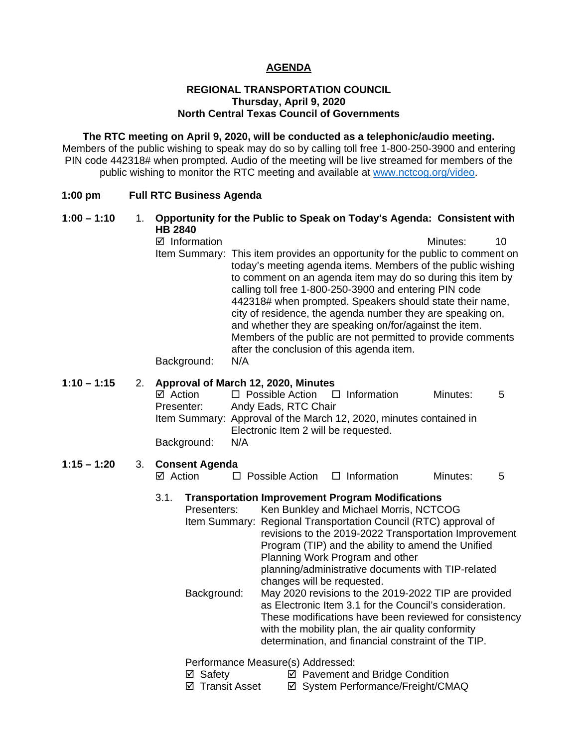# AGENDA

**REGIONAL TRANSPORTATION COUNCIL**
**Thursday, April 9, 2020**
**North Central Texas Council of Governments**

**The RTC meeting on April 9, 2020, will be conducted as a telephonic/audio meeting.** Members of the public wishing to speak may do so by calling toll free 1-800-250-3900 and entering PIN code 442318# when prompted. Audio of the meeting will be live streamed for members of the public wishing to monitor the RTC meeting and available at www.nctcog.org/video.

**1:00 pm Full RTC Business Agenda**

**1:00 – 1:10** 1. **Opportunity for the Public to Speak on Today's Agenda: Consistent with HB 2840**

☑ Information — Minutes: 10

Item Summary: This item provides an opportunity for the public to comment on today's meeting agenda items. Members of the public wishing to comment on an agenda item may do so during this item by calling toll free 1-800-250-3900 and entering PIN code 442318# when prompted. Speakers should state their name, city of residence, the agenda number they are speaking on, and whether they are speaking on/for/against the item. Members of the public are not permitted to provide comments after the conclusion of this agenda item.

Background: N/A

**1:10 – 1:15** 2. **Approval of March 12, 2020, Minutes**

☑ Action ☐ Possible Action ☐ Information — Minutes: 5

Presenter: Andy Eads, RTC Chair

Item Summary: Approval of the March 12, 2020, minutes contained in Electronic Item 2 will be requested.

Background: N/A

**1:15 – 1:20** 3. **Consent Agenda**

☑ Action ☐ Possible Action ☐ Information — Minutes: 5

3.1. **Transportation Improvement Program Modifications**

Presenters: Ken Bunkley and Michael Morris, NCTCOG

Item Summary: Regional Transportation Council (RTC) approval of revisions to the 2019-2022 Transportation Improvement Program (TIP) and the ability to amend the Unified Planning Work Program and other planning/administrative documents with TIP-related changes will be requested.

Background: May 2020 revisions to the 2019-2022 TIP are provided as Electronic Item 3.1 for the Council's consideration. These modifications have been reviewed for consistency with the mobility plan, the air quality conformity determination, and financial constraint of the TIP.

Performance Measure(s) Addressed:

☑ Safety ☑ Pavement and Bridge Condition
☑ Transit Asset ☑ System Performance/Freight/CMAQ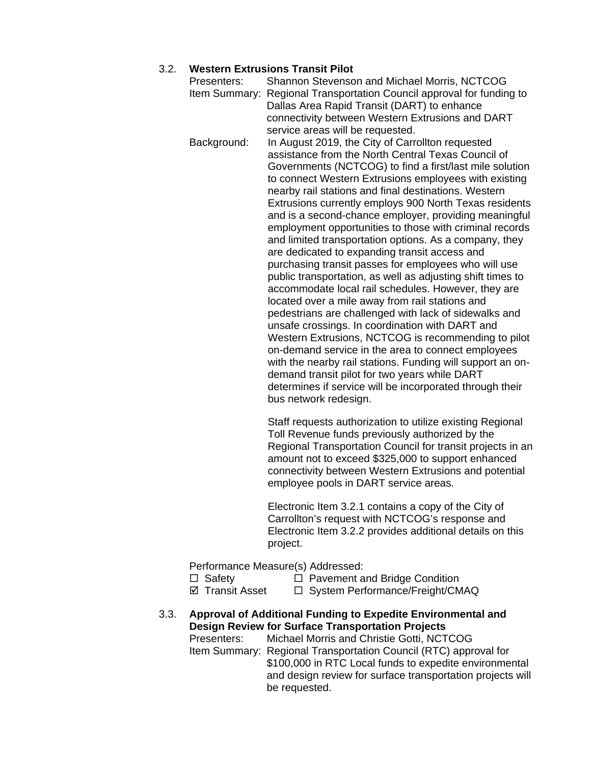3.2. **Western Extrusions Transit Pilot**

Presenters: Shannon Stevenson and Michael Morris, NCTCOG

Item Summary: Regional Transportation Council approval for funding to Dallas Area Rapid Transit (DART) to enhance connectivity between Western Extrusions and DART service areas will be requested.

Background: In August 2019, the City of Carrollton requested assistance from the North Central Texas Council of Governments (NCTCOG) to find a first/last mile solution to connect Western Extrusions employees with existing nearby rail stations and final destinations. Western Extrusions currently employs 900 North Texas residents and is a second-chance employer, providing meaningful employment opportunities to those with criminal records and limited transportation options. As a company, they are dedicated to expanding transit access and purchasing transit passes for employees who will use public transportation, as well as adjusting shift times to accommodate local rail schedules. However, they are located over a mile away from rail stations and pedestrians are challenged with lack of sidewalks and unsafe crossings. In coordination with DART and Western Extrusions, NCTCOG is recommending to pilot on-demand service in the area to connect employees with the nearby rail stations. Funding will support an on-demand transit pilot for two years while DART determines if service will be incorporated through their bus network redesign.

Staff requests authorization to utilize existing Regional Toll Revenue funds previously authorized by the Regional Transportation Council for transit projects in an amount not to exceed $325,000 to support enhanced connectivity between Western Extrusions and potential employee pools in DART service areas.

Electronic Item 3.2.1 contains a copy of the City of Carrollton's request with NCTCOG's response and Electronic Item 3.2.2 provides additional details on this project.

Performance Measure(s) Addressed:

- ☐ Safety
- ☐ Pavement and Bridge Condition
- ☑ Transit Asset
- ☐ System Performance/Freight/CMAQ

3.3. **Approval of Additional Funding to Expedite Environmental and Design Review for Surface Transportation Projects**

Presenters: Michael Morris and Christie Gotti, NCTCOG

Item Summary: Regional Transportation Council (RTC) approval for $100,000 in RTC Local funds to expedite environmental and design review for surface transportation projects will be requested.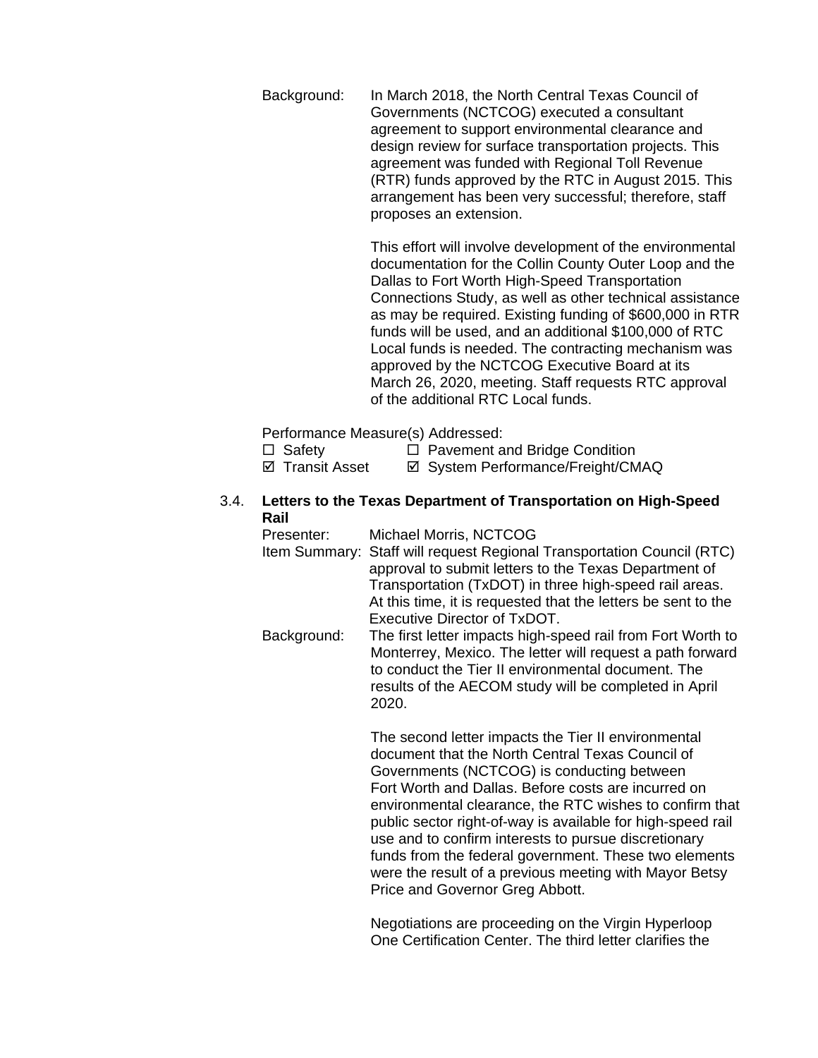Background: In March 2018, the North Central Texas Council of Governments (NCTCOG) executed a consultant agreement to support environmental clearance and design review for surface transportation projects. This agreement was funded with Regional Toll Revenue (RTR) funds approved by the RTC in August 2015. This arrangement has been very successful; therefore, staff proposes an extension.

This effort will involve development of the environmental documentation for the Collin County Outer Loop and the Dallas to Fort Worth High-Speed Transportation Connections Study, as well as other technical assistance as may be required. Existing funding of $600,000 in RTR funds will be used, and an additional $100,000 of RTC Local funds is needed. The contracting mechanism was approved by the NCTCOG Executive Board at its March 26, 2020, meeting. Staff requests RTC approval of the additional RTC Local funds.

Performance Measure(s) Addressed:

☐ Safety ☐ Pavement and Bridge Condition
☑ Transit Asset ☑ System Performance/Freight/CMAQ

3.4. **Letters to the Texas Department of Transportation on High-Speed Rail**

Presenter: Michael Morris, NCTCOG

Item Summary: Staff will request Regional Transportation Council (RTC) approval to submit letters to the Texas Department of Transportation (TxDOT) in three high-speed rail areas. At this time, it is requested that the letters be sent to the Executive Director of TxDOT.

Background: The first letter impacts high-speed rail from Fort Worth to Monterrey, Mexico. The letter will request a path forward to conduct the Tier II environmental document. The results of the AECOM study will be completed in April 2020.

The second letter impacts the Tier II environmental document that the North Central Texas Council of Governments (NCTCOG) is conducting between Fort Worth and Dallas. Before costs are incurred on environmental clearance, the RTC wishes to confirm that public sector right-of-way is available for high-speed rail use and to confirm interests to pursue discretionary funds from the federal government. These two elements were the result of a previous meeting with Mayor Betsy Price and Governor Greg Abbott.

Negotiations are proceeding on the Virgin Hyperloop One Certification Center. The third letter clarifies the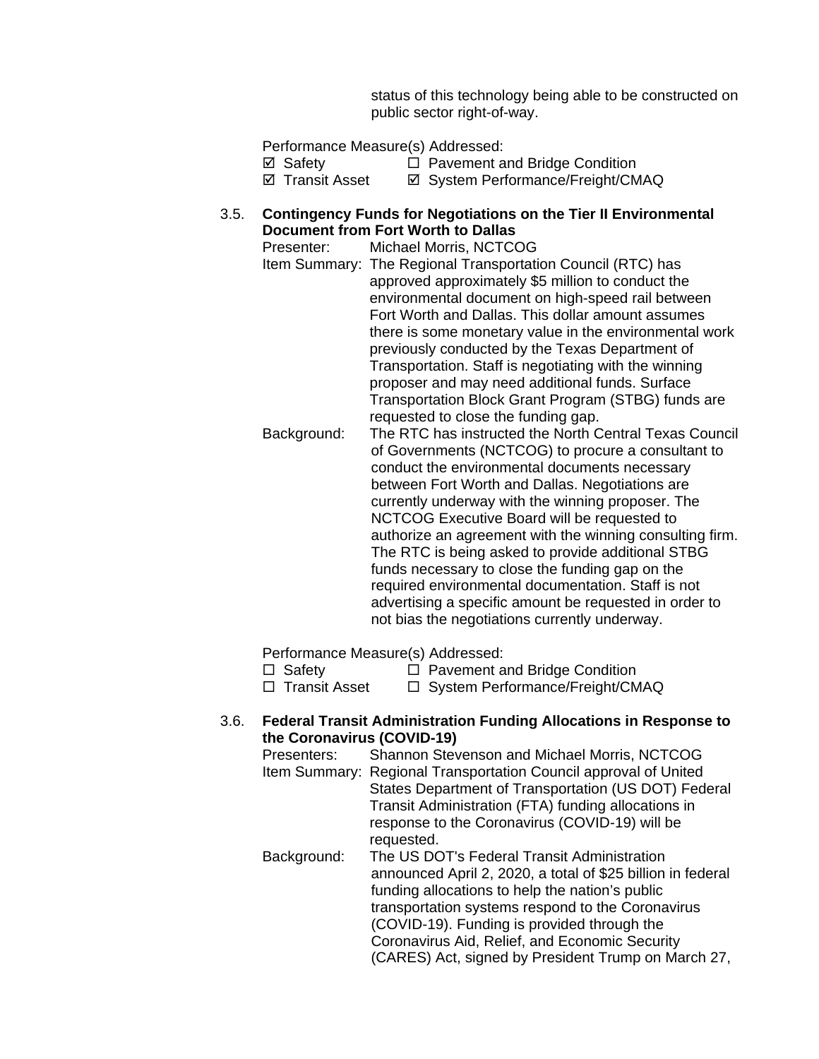status of this technology being able to be constructed on public sector right-of-way.

Performance Measure(s) Addressed:

☑ Safety ☐ Pavement and Bridge Condition
☑ Transit Asset ☑ System Performance/Freight/CMAQ

3.5. **Contingency Funds for Negotiations on the Tier II Environmental Document from Fort Worth to Dallas**

Presenter: Michael Morris, NCTCOG

Item Summary: The Regional Transportation Council (RTC) has approved approximately $5 million to conduct the environmental document on high-speed rail between Fort Worth and Dallas. This dollar amount assumes there is some monetary value in the environmental work previously conducted by the Texas Department of Transportation. Staff is negotiating with the winning proposer and may need additional funds. Surface Transportation Block Grant Program (STBG) funds are requested to close the funding gap.

Background: The RTC has instructed the North Central Texas Council of Governments (NCTCOG) to procure a consultant to conduct the environmental documents necessary between Fort Worth and Dallas. Negotiations are currently underway with the winning proposer. The NCTCOG Executive Board will be requested to authorize an agreement with the winning consulting firm. The RTC is being asked to provide additional STBG funds necessary to close the funding gap on the required environmental documentation. Staff is not advertising a specific amount be requested in order to not bias the negotiations currently underway.

Performance Measure(s) Addressed:

☐ Safety ☐ Pavement and Bridge Condition
☐ Transit Asset ☐ System Performance/Freight/CMAQ

3.6. **Federal Transit Administration Funding Allocations in Response to the Coronavirus (COVID-19)**

Presenters: Shannon Stevenson and Michael Morris, NCTCOG

Item Summary: Regional Transportation Council approval of United States Department of Transportation (US DOT) Federal Transit Administration (FTA) funding allocations in response to the Coronavirus (COVID-19) will be requested.

Background: The US DOT's Federal Transit Administration announced April 2, 2020, a total of $25 billion in federal funding allocations to help the nation's public transportation systems respond to the Coronavirus (COVID-19). Funding is provided through the Coronavirus Aid, Relief, and Economic Security (CARES) Act, signed by President Trump on March 27,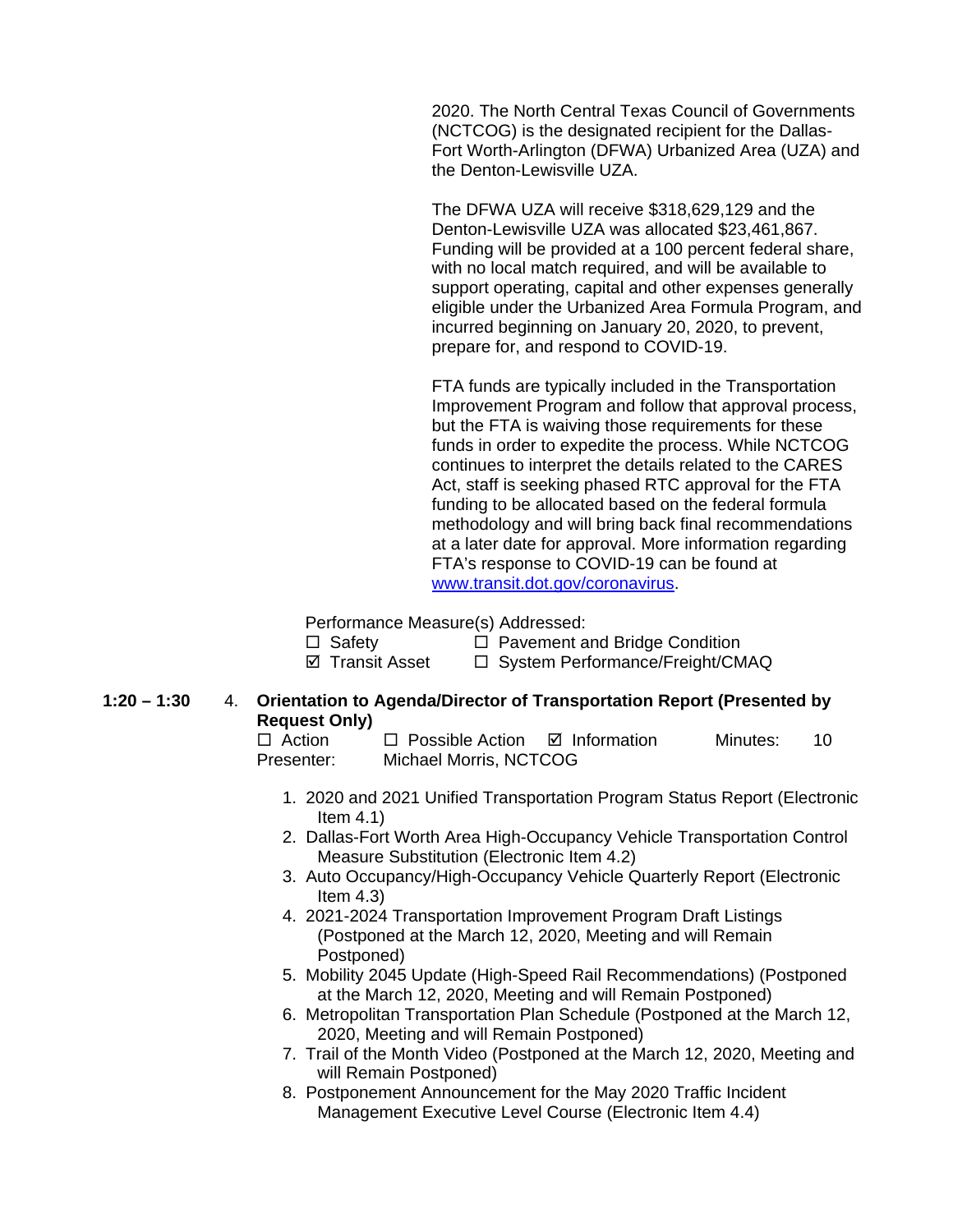2020. The North Central Texas Council of Governments (NCTCOG) is the designated recipient for the Dallas-Fort Worth-Arlington (DFWA) Urbanized Area (UZA) and the Denton-Lewisville UZA.

The DFWA UZA will receive $318,629,129 and the Denton-Lewisville UZA was allocated $23,461,867. Funding will be provided at a 100 percent federal share, with no local match required, and will be available to support operating, capital and other expenses generally eligible under the Urbanized Area Formula Program, and incurred beginning on January 20, 2020, to prevent, prepare for, and respond to COVID-19.

FTA funds are typically included in the Transportation Improvement Program and follow that approval process, but the FTA is waiving those requirements for these funds in order to expedite the process. While NCTCOG continues to interpret the details related to the CARES Act, staff is seeking phased RTC approval for the FTA funding to be allocated based on the federal formula methodology and will bring back final recommendations at a later date for approval. More information regarding FTA's response to COVID-19 can be found at [www.transit.dot.gov/coronavirus](www.transit.dot.gov/coronavirus).

Performance Measure(s) Addressed:
☐ Safety ☐ Pavement and Bridge Condition
☑ Transit Asset ☐ System Performance/Freight/CMAQ

**1:20 – 1:30** 4. **Orientation to Agenda/Director of Transportation Report (Presented by Request Only)**
☐ Action ☐ Possible Action ☑ Information Minutes: 10
Presenter: Michael Morris, NCTCOG

1. 2020 and 2021 Unified Transportation Program Status Report (Electronic Item 4.1)
2. Dallas-Fort Worth Area High-Occupancy Vehicle Transportation Control Measure Substitution (Electronic Item 4.2)
3. Auto Occupancy/High-Occupancy Vehicle Quarterly Report (Electronic Item 4.3)
4. 2021-2024 Transportation Improvement Program Draft Listings (Postponed at the March 12, 2020, Meeting and will Remain Postponed)
5. Mobility 2045 Update (High-Speed Rail Recommendations) (Postponed at the March 12, 2020, Meeting and will Remain Postponed)
6. Metropolitan Transportation Plan Schedule (Postponed at the March 12, 2020, Meeting and will Remain Postponed)
7. Trail of the Month Video (Postponed at the March 12, 2020, Meeting and will Remain Postponed)
8. Postponement Announcement for the May 2020 Traffic Incident Management Executive Level Course (Electronic Item 4.4)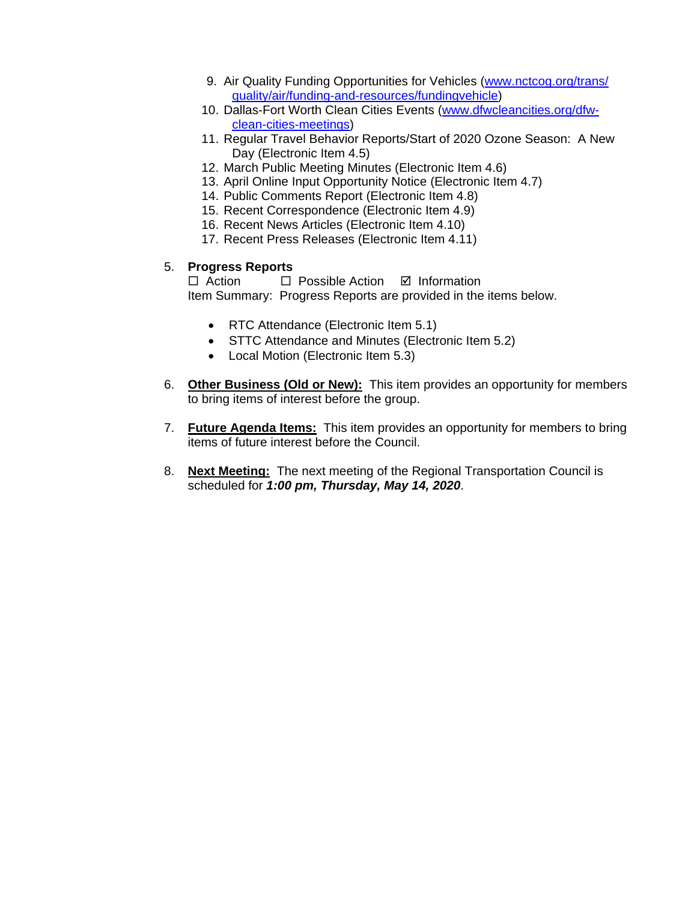9. Air Quality Funding Opportunities for Vehicles ([www.nctcog.org/trans/quality/air/funding-and-resources/fundingvehicle](www.nctcog.org/trans/quality/air/funding-and-resources/fundingvehicle))
10. Dallas-Fort Worth Clean Cities Events ([www.dfwcleancities.org/dfw-clean-cities-meetings](www.dfwcleancities.org/dfw-clean-cities-meetings))
11. Regular Travel Behavior Reports/Start of 2020 Ozone Season: A New Day (Electronic Item 4.5)
12. March Public Meeting Minutes (Electronic Item 4.6)
13. April Online Input Opportunity Notice (Electronic Item 4.7)
14. Public Comments Report (Electronic Item 4.8)
15. Recent Correspondence (Electronic Item 4.9)
16. Recent News Articles (Electronic Item 4.10)
17. Recent Press Releases (Electronic Item 4.11)

5. **Progress Reports**

   ☐ Action ☐ Possible Action ☑ Information

   Item Summary: Progress Reports are provided in the items below.

   - RTC Attendance (Electronic Item 5.1)
   - STTC Attendance and Minutes (Electronic Item 5.2)
   - Local Motion (Electronic Item 5.3)

6. **Other Business (Old or New):** This item provides an opportunity for members to bring items of interest before the group.

7. **Future Agenda Items:** This item provides an opportunity for members to bring items of future interest before the Council.

8. **Next Meeting:** The next meeting of the Regional Transportation Council is scheduled for ***1:00 pm, Thursday, May 14, 2020***.